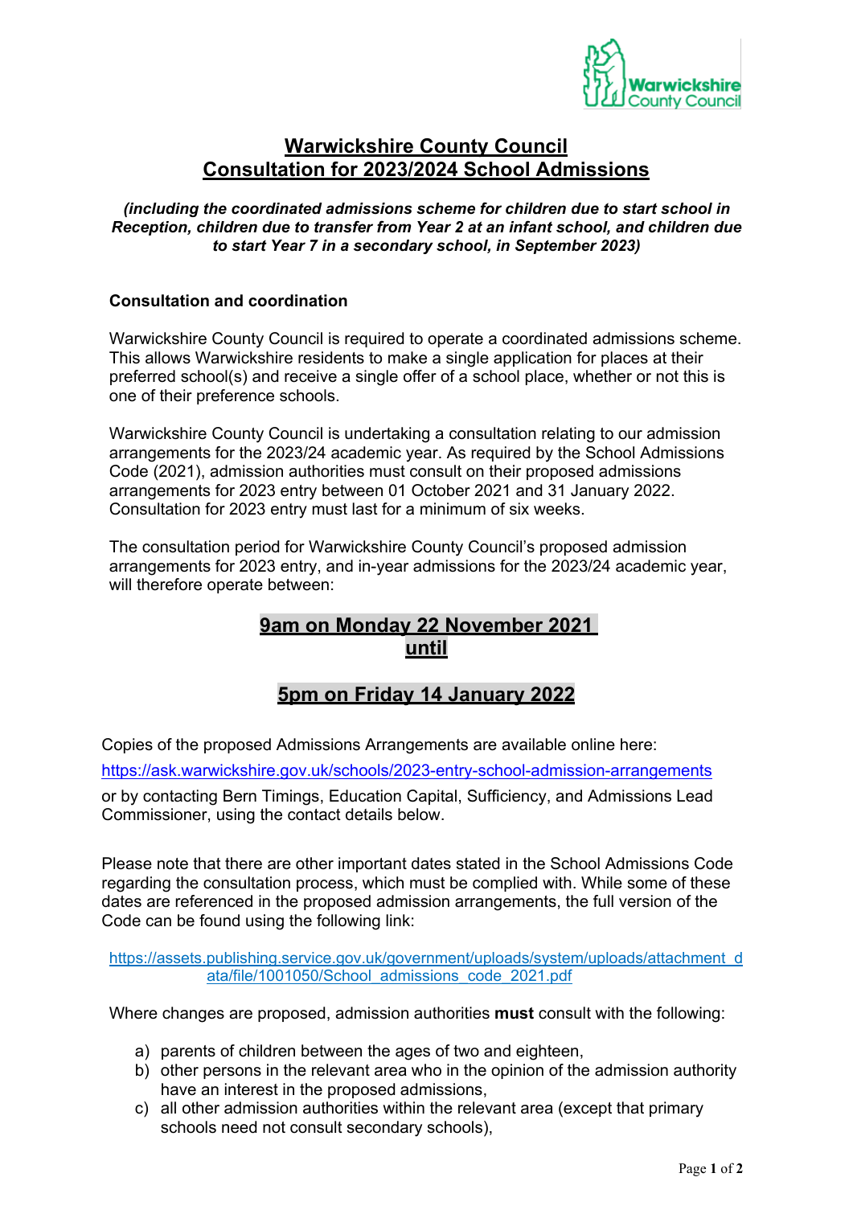# Warwickshire County Council
# Consultation for 2023/2024 School Admissions

***(including the coordinated admissions scheme for children due to start school in Reception, children due to transfer from Year 2 at an infant school, and children due to start Year 7 in a secondary school, in September 2023)***

**Consultation and coordination**

Warwickshire County Council is required to operate a coordinated admissions scheme. This allows Warwickshire residents to make a single application for places at their preferred school(s) and receive a single offer of a school place, whether or not this is one of their preference schools.

Warwickshire County Council is undertaking a consultation relating to our admission arrangements for the 2023/24 academic year. As required by the School Admissions Code (2021), admission authorities must consult on their proposed admissions arrangements for 2023 entry between 01 October 2021 and 31 January 2022. Consultation for 2023 entry must last for a minimum of six weeks.

The consultation period for Warwickshire County Council's proposed admission arrangements for 2023 entry, and in-year admissions for the 2023/24 academic year, will therefore operate between:

**9am on Monday 22 November 2021**
**until**

**5pm on Friday 14 January 2022**

Copies of the proposed Admissions Arrangements are available online here:

https://ask.warwickshire.gov.uk/schools/2023-entry-school-admission-arrangements

or by contacting Bern Timings, Education Capital, Sufficiency, and Admissions Lead Commissioner, using the contact details below.

Please note that there are other important dates stated in the School Admissions Code regarding the consultation process, which must be complied with. While some of these dates are referenced in the proposed admission arrangements, the full version of the Code can be found using the following link:

https://assets.publishing.service.gov.uk/government/uploads/system/uploads/attachment_data/file/1001050/School_admissions_code_2021.pdf

Where changes are proposed, admission authorities **must** consult with the following:

a) parents of children between the ages of two and eighteen,
b) other persons in the relevant area who in the opinion of the admission authority have an interest in the proposed admissions,
c) all other admission authorities within the relevant area (except that primary schools need not consult secondary schools),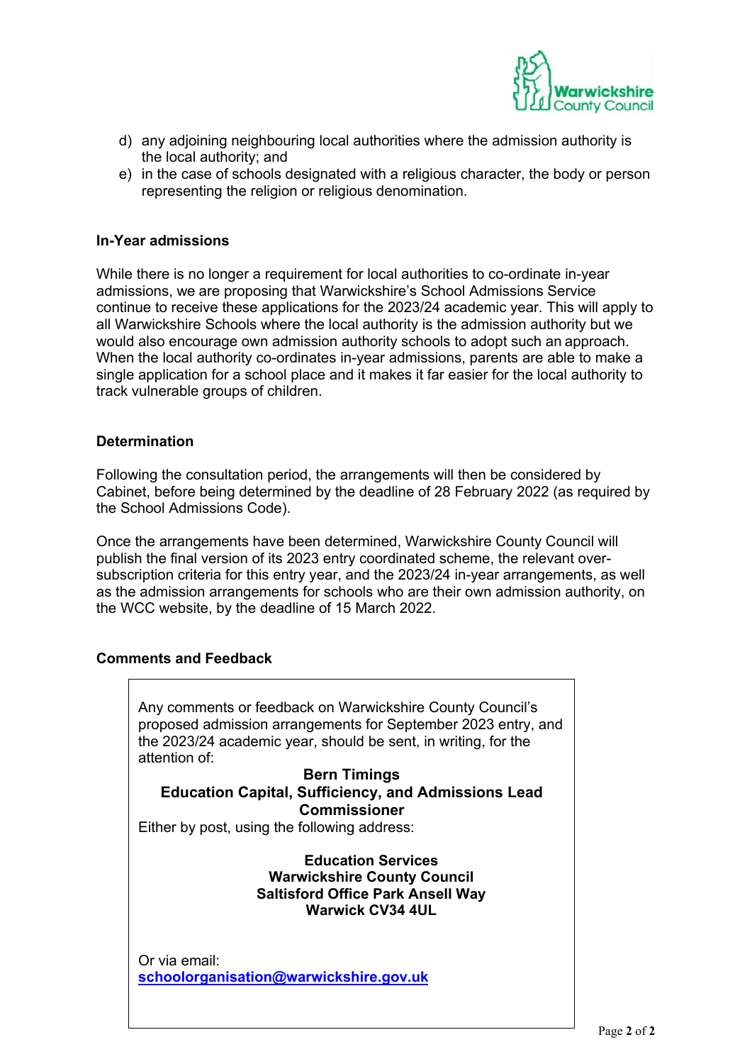d) any adjoining neighbouring local authorities where the admission authority is the local authority; and
e) in the case of schools designated with a religious character, the body or person representing the religion or religious denomination.

## In-Year admissions

While there is no longer a requirement for local authorities to co-ordinate in-year admissions, we are proposing that Warwickshire's School Admissions Service continue to receive these applications for the 2023/24 academic year. This will apply to all Warwickshire Schools where the local authority is the admission authority but we would also encourage own admission authority schools to adopt such an approach. When the local authority co-ordinates in-year admissions, parents are able to make a single application for a school place and it makes it far easier for the local authority to track vulnerable groups of children.

## Determination

Following the consultation period, the arrangements will then be considered by Cabinet, before being determined by the deadline of 28 February 2022 (as required by the School Admissions Code).

Once the arrangements have been determined, Warwickshire County Council will publish the final version of its 2023 entry coordinated scheme, the relevant over-subscription criteria for this entry year, and the 2023/24 in-year arrangements, as well as the admission arrangements for schools who are their own admission authority, on the WCC website, by the deadline of 15 March 2022.

## Comments and Feedback

Any comments or feedback on Warwickshire County Council's proposed admission arrangements for September 2023 entry, and the 2023/24 academic year, should be sent, in writing, for the attention of:

**Bern Timings**
**Education Capital, Sufficiency, and Admissions Lead Commissioner**

Either by post, using the following address:

**Education Services**
**Warwickshire County Council**
**Saltisford Office Park Ansell Way**
**Warwick CV34 4UL**

Or via email:
**schoolorganisation@warwickshire.gov.uk**